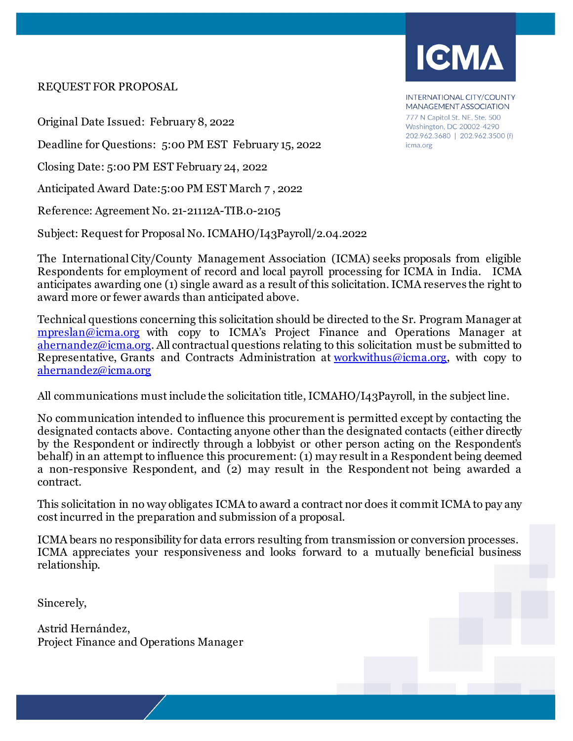ICMA

INTERNATIONAL CITY/COUNTY MANAGEMENT ASSOCIATION
777 N Capitol St. NE, Ste. 500
Washington, DC 20002-4290
202.962.3680 | 202.962.3500 (f)
icma.org

REQUEST FOR PROPOSAL

Original Date Issued: February 8, 2022

Deadline for Questions: 5:00 PM EST February 15, 2022

Closing Date: 5:00 PM EST February 24, 2022

Anticipated Award Date: 5:00 PM EST March 7 , 2022

Reference: Agreement No. 21-21112A-TIB.0-2105

Subject: Request for Proposal No. ICMAHO/I43Payroll/2.04.2022

The International City/County Management Association (ICMA) seeks proposals from eligible Respondents for employment of record and local payroll processing for ICMA in India. ICMA anticipates awarding one (1) single award as a result of this solicitation. ICMA reserves the right to award more or fewer awards than anticipated above.

Technical questions concerning this solicitation should be directed to the Sr. Program Manager at mpreslan@icma.org with copy to ICMA's Project Finance and Operations Manager at ahernandez@icma.org. All contractual questions relating to this solicitation must be submitted to Representative, Grants and Contracts Administration at workwithus@icma.org, with copy to ahernandez@icma.org

All communications must include the solicitation title, ICMAHO/I43Payroll, in the subject line.

No communication intended to influence this procurement is permitted except by contacting the designated contacts above. Contacting anyone other than the designated contacts (either directly by the Respondent or indirectly through a lobbyist or other person acting on the Respondent's behalf) in an attempt to influence this procurement: (1) may result in a Respondent being deemed a non-responsive Respondent, and (2) may result in the Respondent not being awarded a contract.

This solicitation in no way obligates ICMA to award a contract nor does it commit ICMA to pay any cost incurred in the preparation and submission of a proposal.

ICMA bears no responsibility for data errors resulting from transmission or conversion processes. ICMA appreciates your responsiveness and looks forward to a mutually beneficial business relationship.

Sincerely,

Astrid Hernández,
Project Finance and Operations Manager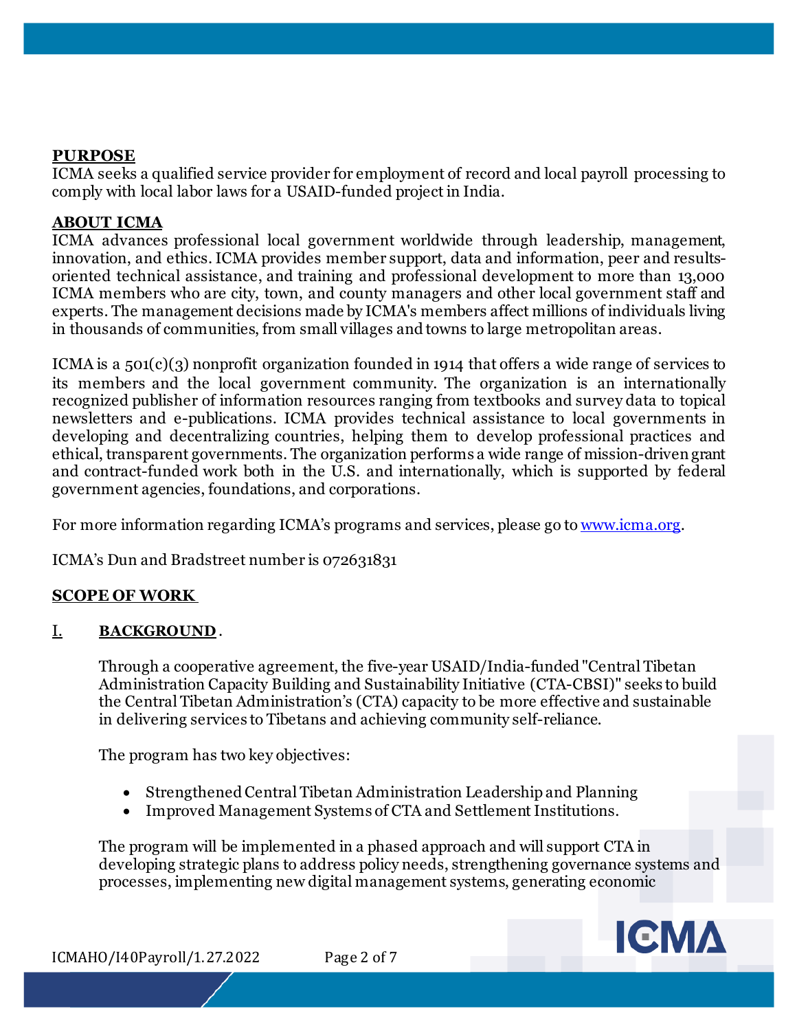## PURPOSE

ICMA seeks a qualified service provider for employment of record and local payroll processing to comply with local labor laws for a USAID-funded project in India.

## ABOUT ICMA

ICMA advances professional local government worldwide through leadership, management, innovation, and ethics. ICMA provides member support, data and information, peer and results-oriented technical assistance, and training and professional development to more than 13,000 ICMA members who are city, town, and county managers and other local government staff and experts. The management decisions made by ICMA's members affect millions of individuals living in thousands of communities, from small villages and towns to large metropolitan areas.

ICMA is a 501(c)(3) nonprofit organization founded in 1914 that offers a wide range of services to its members and the local government community. The organization is an internationally recognized publisher of information resources ranging from textbooks and survey data to topical newsletters and e-publications. ICMA provides technical assistance to local governments in developing and decentralizing countries, helping them to develop professional practices and ethical, transparent governments. The organization performs a wide range of mission-driven grant and contract-funded work both in the U.S. and internationally, which is supported by federal government agencies, foundations, and corporations.

For more information regarding ICMA's programs and services, please go to [www.icma.org](http://www.icma.org).

ICMA's Dun and Bradstreet number is 072631831

## SCOPE OF WORK

### I. BACKGROUND.

Through a cooperative agreement, the five-year USAID/India-funded "Central Tibetan Administration Capacity Building and Sustainability Initiative (CTA-CBSI)" seeks to build the Central Tibetan Administration's (CTA) capacity to be more effective and sustainable in delivering services to Tibetans and achieving community self-reliance.

The program has two key objectives:

- Strengthened Central Tibetan Administration Leadership and Planning
- Improved Management Systems of CTA and Settlement Institutions.

The program will be implemented in a phased approach and will support CTA in developing strategic plans to address policy needs, strengthening governance systems and processes, implementing new digital management systems, generating economic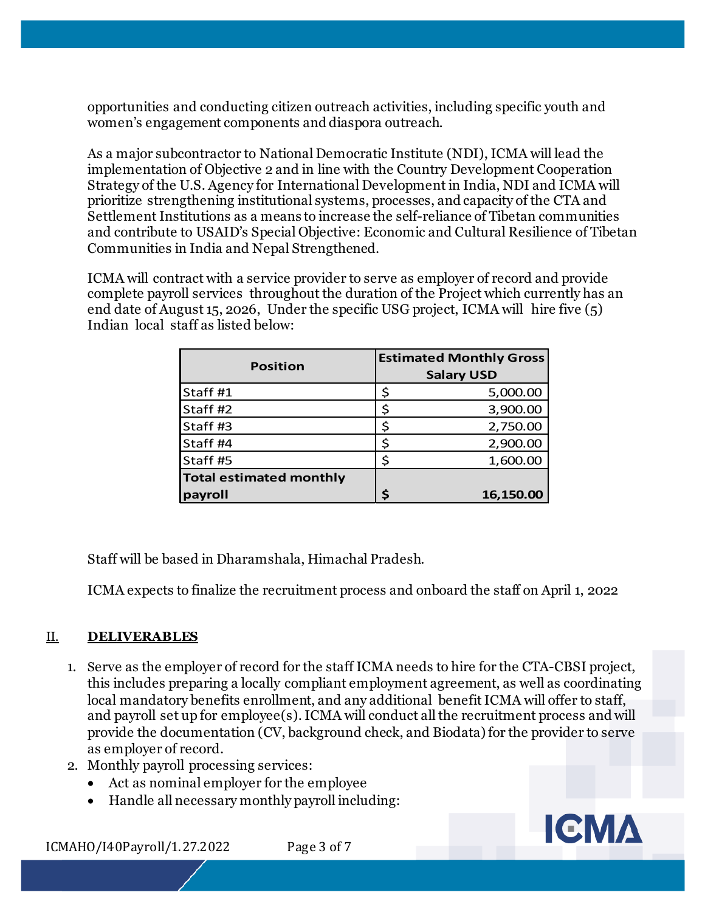opportunities and conducting citizen outreach activities, including specific youth and women's engagement components and diaspora outreach.

As a major subcontractor to National Democratic Institute (NDI), ICMA will lead the implementation of Objective 2 and in line with the Country Development Cooperation Strategy of the U.S. Agency for International Development in India, NDI and ICMA will prioritize strengthening institutional systems, processes, and capacity of the CTA and Settlement Institutions as a means to increase the self-reliance of Tibetan communities and contribute to USAID's Special Objective: Economic and Cultural Resilience of Tibetan Communities in India and Nepal Strengthened.

ICMA will contract with a service provider to serve as employer of record and provide complete payroll services throughout the duration of the Project which currently has an end date of August 15, 2026, Under the specific USG project, ICMA will hire five (5) Indian local staff as listed below:

| Position | Estimated Monthly Gross Salary USD |
|---|---|
| Staff #1 | $ 5,000.00 |
| Staff #2 | $ 3,900.00 |
| Staff #3 | $ 2,750.00 |
| Staff #4 | $ 2,900.00 |
| Staff #5 | $ 1,600.00 |
| **Total estimated monthly payroll** | **$ 16,150.00** |

Staff will be based in Dharamshala, Himachal Pradesh.

ICMA expects to finalize the recruitment process and onboard the staff on April 1, 2022

## II. DELIVERABLES

1. Serve as the employer of record for the staff ICMA needs to hire for the CTA-CBSI project, this includes preparing a locally compliant employment agreement, as well as coordinating local mandatory benefits enrollment, and any additional benefit ICMA will offer to staff, and payroll set up for employee(s). ICMA will conduct all the recruitment process and will provide the documentation (CV, background check, and Biodata) for the provider to serve as employer of record.
2. Monthly payroll processing services:
   - Act as nominal employer for the employee
   - Handle all necessary monthly payroll including: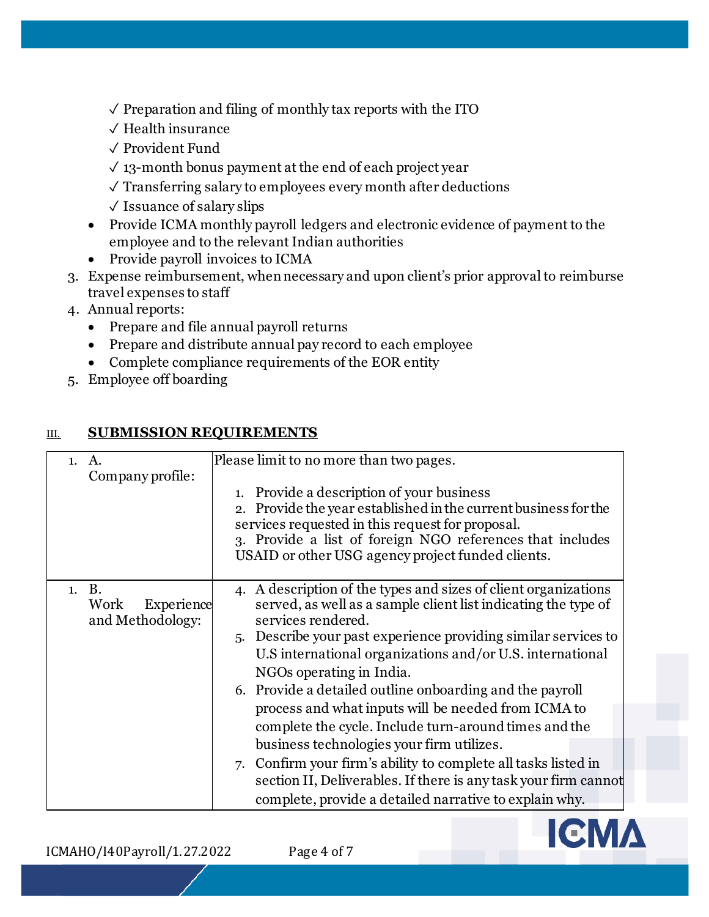- ✓ Preparation and filing of monthly tax reports with the ITO
  - ✓ Health insurance
  - ✓ Provident Fund
  - ✓ 13-month bonus payment at the end of each project year
  - ✓ Transferring salary to employees every month after deductions
  - ✓ Issuance of salary slips
- Provide ICMA monthly payroll ledgers and electronic evidence of payment to the employee and to the relevant Indian authorities
- Provide payroll invoices to ICMA

3. Expense reimbursement, when necessary and upon client's prior approval to reimburse travel expenses to staff
4. Annual reports:
   - Prepare and file annual payroll returns
   - Prepare and distribute annual pay record to each employee
   - Complete compliance requirements of the EOR entity
5. Employee off boarding

## III. SUBMISSION REQUIREMENTS

| | |
|---|---|
| 1. A. Company profile: | Please limit to no more than two pages.<br><br>1. Provide a description of your business<br>2. Provide the year established in the current business for the services requested in this request for proposal.<br>3. Provide a list of foreign NGO references that includes USAID or other USG agency project funded clients. |
| 1. B. Work Experience and Methodology: | 4. A description of the types and sizes of client organizations served, as well as a sample client list indicating the type of services rendered.<br>5. Describe your past experience providing similar services to U.S international organizations and/or U.S. international NGOs operating in India.<br>6. Provide a detailed outline onboarding and the payroll process and what inputs will be needed from ICMA to complete the cycle. Include turn-around times and the business technologies your firm utilizes.<br>7. Confirm your firm's ability to complete all tasks listed in section II, Deliverables. If there is any task your firm cannot complete, provide a detailed narrative to explain why. |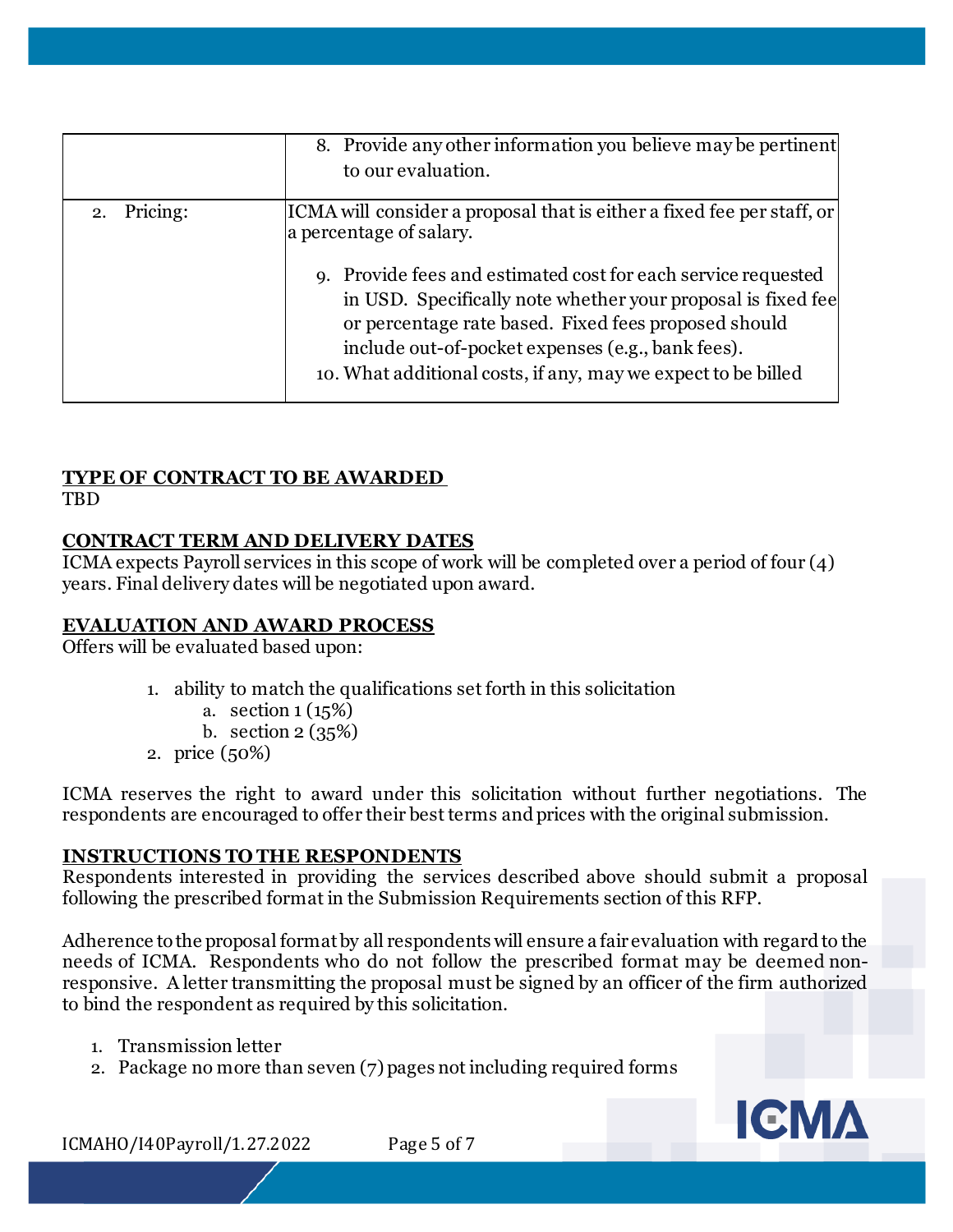| | |
|---|---|
| | 8. Provide any other information you believe may be pertinent to our evaluation. |
| 2. Pricing: | ICMA will consider a proposal that is either a fixed fee per staff, or a percentage of salary.<br><br>9. Provide fees and estimated cost for each service requested in USD. Specifically note whether your proposal is fixed fee or percentage rate based. Fixed fees proposed should include out-of-pocket expenses (e.g., bank fees).<br>10. What additional costs, if any, may we expect to be billed |

**TYPE OF CONTRACT TO BE AWARDED**

TBD

**CONTRACT TERM AND DELIVERY DATES**

ICMA expects Payroll services in this scope of work will be completed over a period of four (4) years. Final delivery dates will be negotiated upon award.

**EVALUATION AND AWARD PROCESS**

Offers will be evaluated based upon:

1. ability to match the qualifications set forth in this solicitation
   a. section 1 (15%)
   b. section 2 (35%)
2. price (50%)

ICMA reserves the right to award under this solicitation without further negotiations. The respondents are encouraged to offer their best terms and prices with the original submission.

**INSTRUCTIONS TO THE RESPONDENTS**

Respondents interested in providing the services described above should submit a proposal following the prescribed format in the Submission Requirements section of this RFP.

Adherence to the proposal format by all respondents will ensure a fair evaluation with regard to the needs of ICMA. Respondents who do not follow the prescribed format may be deemed non-responsive. A letter transmitting the proposal must be signed by an officer of the firm authorized to bind the respondent as required by this solicitation.

1. Transmission letter
2. Package no more than seven (7) pages not including required forms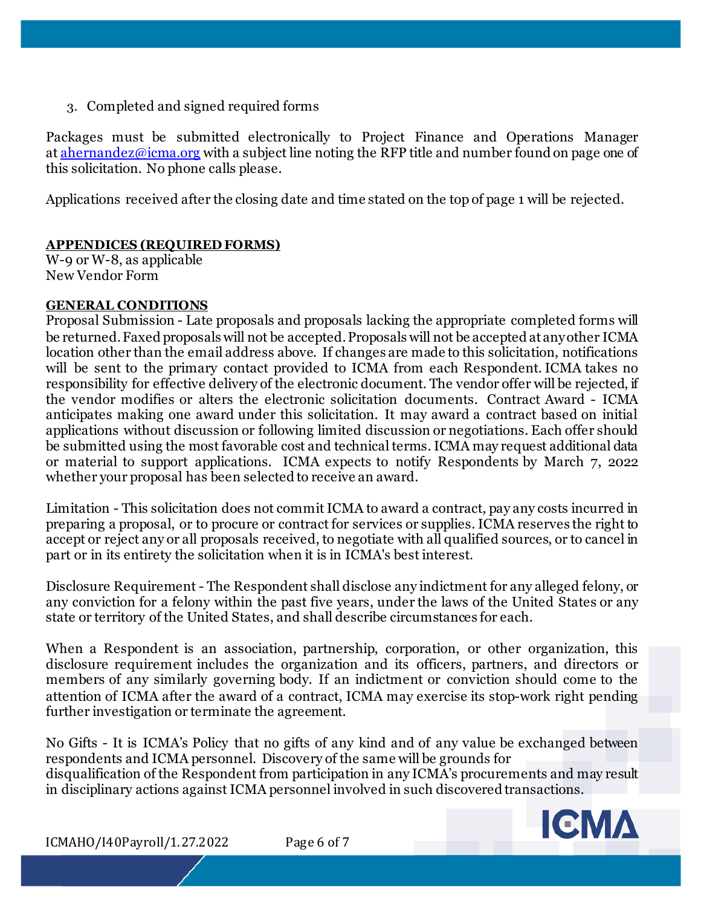3. Completed and signed required forms

Packages must be submitted electronically to Project Finance and Operations Manager at ahernandez@icma.org with a subject line noting the RFP title and number found on page one of this solicitation. No phone calls please.

Applications received after the closing date and time stated on the top of page 1 will be rejected.

**APPENDICES (REQUIRED FORMS)**
W-9 or W-8, as applicable
New Vendor Form

**GENERAL CONDITIONS**
Proposal Submission - Late proposals and proposals lacking the appropriate completed forms will be returned. Faxed proposals will not be accepted. Proposals will not be accepted at any other ICMA location other than the email address above. If changes are made to this solicitation, notifications will be sent to the primary contact provided to ICMA from each Respondent. ICMA takes no responsibility for effective delivery of the electronic document. The vendor offer will be rejected, if the vendor modifies or alters the electronic solicitation documents. Contract Award - ICMA anticipates making one award under this solicitation. It may award a contract based on initial applications without discussion or following limited discussion or negotiations. Each offer should be submitted using the most favorable cost and technical terms. ICMA may request additional data or material to support applications. ICMA expects to notify Respondents by March 7, 2022 whether your proposal has been selected to receive an award.

Limitation - This solicitation does not commit ICMA to award a contract, pay any costs incurred in preparing a proposal, or to procure or contract for services or supplies. ICMA reserves the right to accept or reject any or all proposals received, to negotiate with all qualified sources, or to cancel in part or in its entirety the solicitation when it is in ICMA's best interest.

Disclosure Requirement - The Respondent shall disclose any indictment for any alleged felony, or any conviction for a felony within the past five years, under the laws of the United States or any state or territory of the United States, and shall describe circumstances for each.

When a Respondent is an association, partnership, corporation, or other organization, this disclosure requirement includes the organization and its officers, partners, and directors or members of any similarly governing body. If an indictment or conviction should come to the attention of ICMA after the award of a contract, ICMA may exercise its stop-work right pending further investigation or terminate the agreement.

No Gifts - It is ICMA's Policy that no gifts of any kind and of any value be exchanged between respondents and ICMA personnel. Discovery of the same will be grounds for disqualification of the Respondent from participation in any ICMA's procurements and may result in disciplinary actions against ICMA personnel involved in such discovered transactions.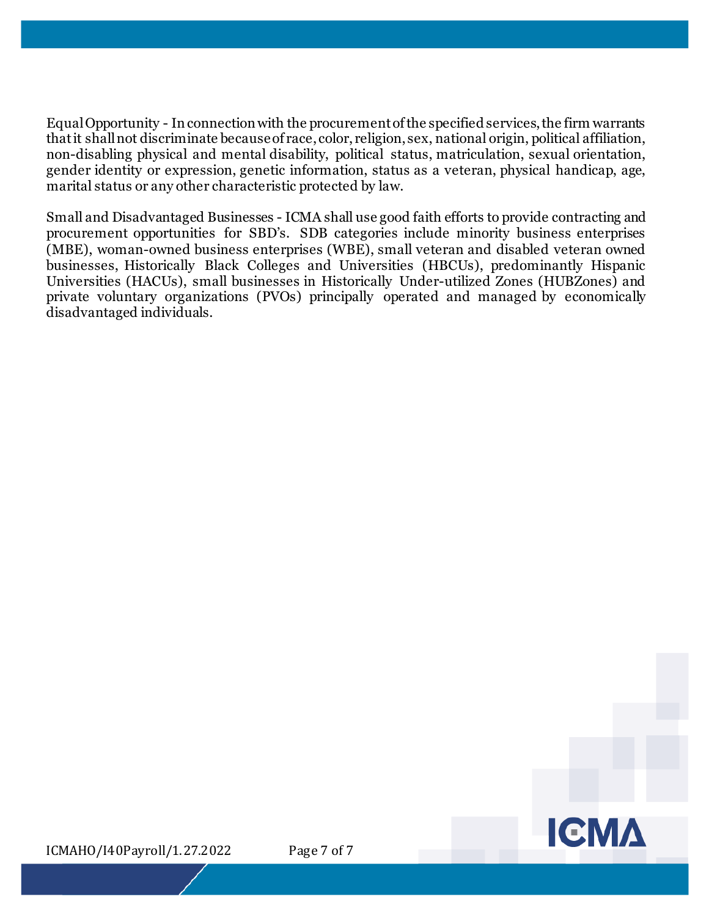Equal Opportunity - In connection with the procurement of the specified services, the firm warrants that it shall not discriminate because of race, color, religion, sex, national origin, political affiliation, non-disabling physical and mental disability, political status, matriculation, sexual orientation, gender identity or expression, genetic information, status as a veteran, physical handicap, age, marital status or any other characteristic protected by law.

Small and Disadvantaged Businesses - ICMA shall use good faith efforts to provide contracting and procurement opportunities for SBD's. SDB categories include minority business enterprises (MBE), woman-owned business enterprises (WBE), small veteran and disabled veteran owned businesses, Historically Black Colleges and Universities (HBCUs), predominantly Hispanic Universities (HACUs), small businesses in Historically Under-utilized Zones (HUBZones) and private voluntary organizations (PVOs) principally operated and managed by economically disadvantaged individuals.